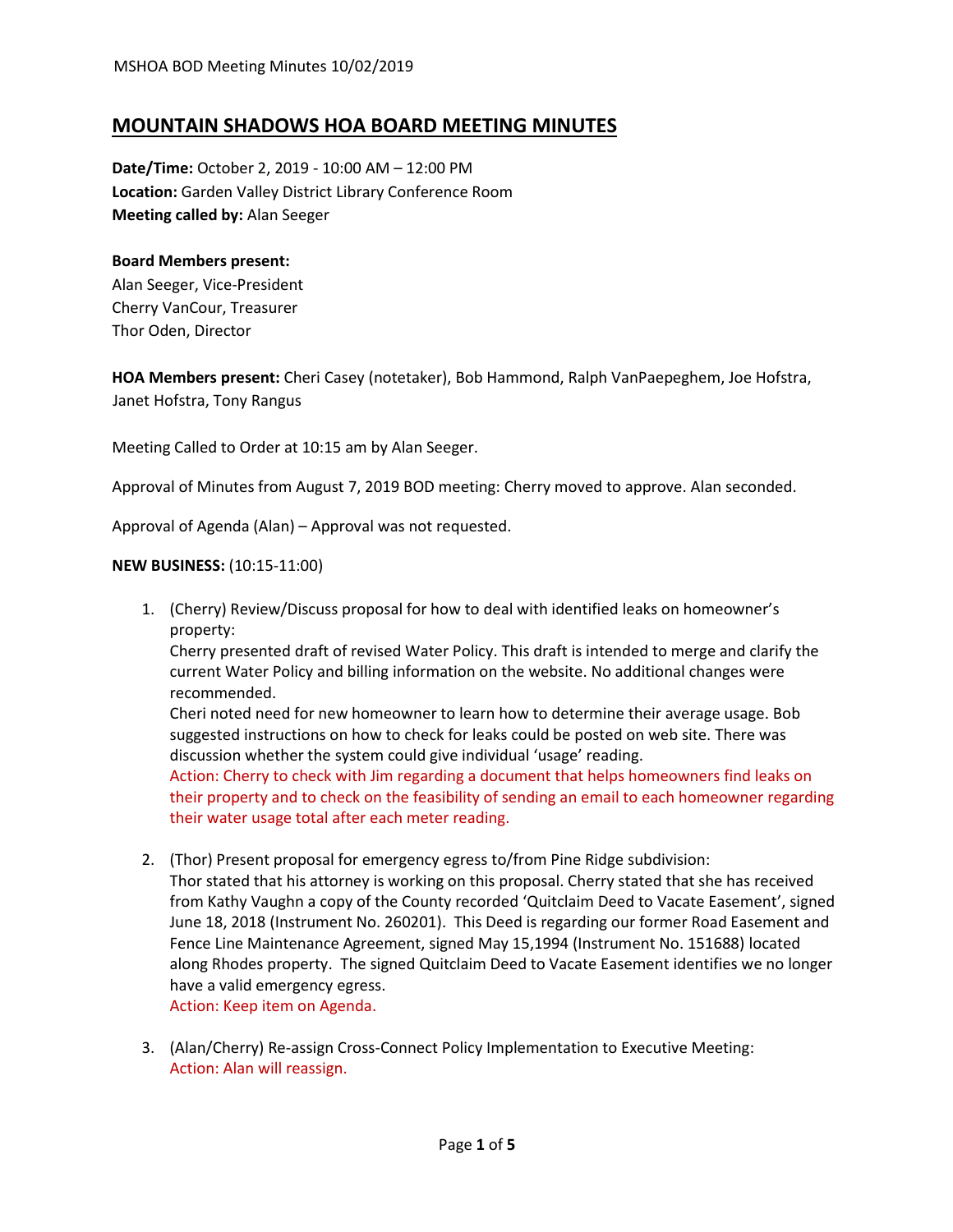# MOUNTAIN SHADOWS HOA BOARD MEETING MINUTES

**Date/Time:** October 2, 2019 - 10:00 AM – 12:00 PM
**Location:** Garden Valley District Library Conference Room
**Meeting called by:** Alan Seeger

**Board Members present:**
Alan Seeger, Vice-President
Cherry VanCour, Treasurer
Thor Oden, Director

**HOA Members present:** Cheri Casey (notetaker), Bob Hammond, Ralph VanPaepeghem, Joe Hofstra, Janet Hofstra, Tony Rangus

Meeting Called to Order at 10:15 am by Alan Seeger.

Approval of Minutes from August 7, 2019 BOD meeting: Cherry moved to approve. Alan seconded.

Approval of Agenda (Alan) – Approval was not requested.

**NEW BUSINESS:** (10:15-11:00)

1. (Cherry) Review/Discuss proposal for how to deal with identified leaks on homeowner's property:
   Cherry presented draft of revised Water Policy. This draft is intended to merge and clarify the current Water Policy and billing information on the website. No additional changes were recommended.
   Cheri noted need for new homeowner to learn how to determine their average usage. Bob suggested instructions on how to check for leaks could be posted on web site. There was discussion whether the system could give individual 'usage' reading.
   Action: Cherry to check with Jim regarding a document that helps homeowners find leaks on their property and to check on the feasibility of sending an email to each homeowner regarding their water usage total after each meter reading.

2. (Thor) Present proposal for emergency egress to/from Pine Ridge subdivision:
   Thor stated that his attorney is working on this proposal. Cherry stated that she has received from Kathy Vaughn a copy of the County recorded 'Quitclaim Deed to Vacate Easement', signed June 18, 2018 (Instrument No. 260201). This Deed is regarding our former Road Easement and Fence Line Maintenance Agreement, signed May 15,1994 (Instrument No. 151688) located along Rhodes property. The signed Quitclaim Deed to Vacate Easement identifies we no longer have a valid emergency egress.
   Action: Keep item on Agenda.

3. (Alan/Cherry) Re-assign Cross-Connect Policy Implementation to Executive Meeting:
   Action: Alan will reassign.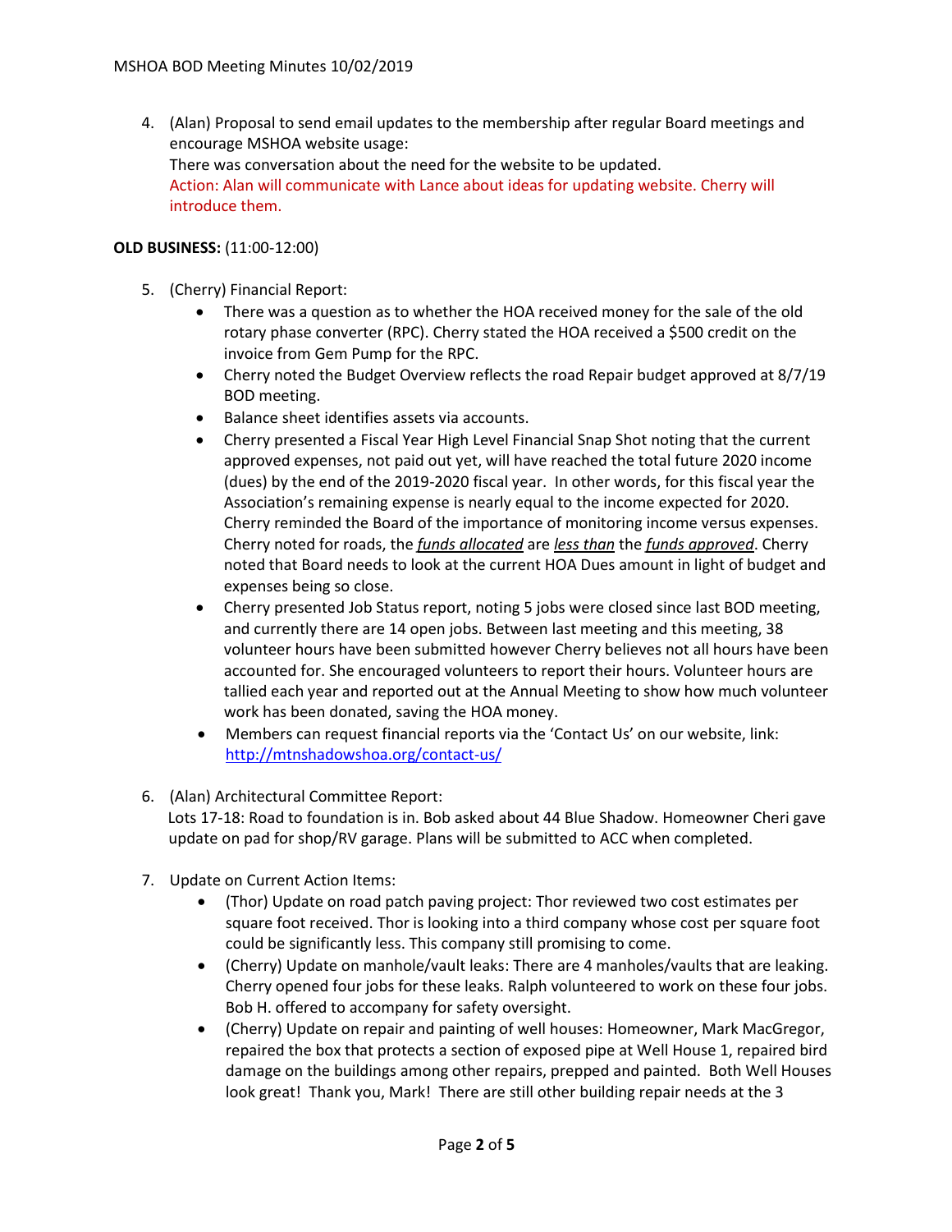4. (Alan) Proposal to send email updates to the membership after regular Board meetings and encourage MSHOA website usage:
   There was conversation about the need for the website to be updated.
   Action: Alan will communicate with Lance about ideas for updating website. Cherry will introduce them.

**OLD BUSINESS:** (11:00-12:00)

5. (Cherry) Financial Report:
   - There was a question as to whether the HOA received money for the sale of the old rotary phase converter (RPC). Cherry stated the HOA received a $500 credit on the invoice from Gem Pump for the RPC.
   - Cherry noted the Budget Overview reflects the road Repair budget approved at 8/7/19 BOD meeting.
   - Balance sheet identifies assets via accounts.
   - Cherry presented a Fiscal Year High Level Financial Snap Shot noting that the current approved expenses, not paid out yet, will have reached the total future 2020 income (dues) by the end of the 2019-2020 fiscal year. In other words, for this fiscal year the Association's remaining expense is nearly equal to the income expected for 2020. Cherry reminded the Board of the importance of monitoring income versus expenses. Cherry noted for roads, the ***funds allocated*** are *less than* the ***funds approved***. Cherry noted that Board needs to look at the current HOA Dues amount in light of budget and expenses being so close.
   - Cherry presented Job Status report, noting 5 jobs were closed since last BOD meeting, and currently there are 14 open jobs. Between last meeting and this meeting, 38 volunteer hours have been submitted however Cherry believes not all hours have been accounted for. She encouraged volunteers to report their hours. Volunteer hours are tallied each year and reported out at the Annual Meeting to show how much volunteer work has been donated, saving the HOA money.
   - Members can request financial reports via the 'Contact Us' on our website, link: http://mtnshadowshoa.org/contact-us/

6. (Alan) Architectural Committee Report:
   Lots 17-18: Road to foundation is in. Bob asked about 44 Blue Shadow. Homeowner Cheri gave update on pad for shop/RV garage. Plans will be submitted to ACC when completed.

7. Update on Current Action Items:
   - (Thor) Update on road patch paving project: Thor reviewed two cost estimates per square foot received. Thor is looking into a third company whose cost per square foot could be significantly less. This company still promising to come.
   - (Cherry) Update on manhole/vault leaks: There are 4 manholes/vaults that are leaking. Cherry opened four jobs for these leaks. Ralph volunteered to work on these four jobs. Bob H. offered to accompany for safety oversight.
   - (Cherry) Update on repair and painting of well houses: Homeowner, Mark MacGregor, repaired the box that protects a section of exposed pipe at Well House 1, repaired bird damage on the buildings among other repairs, prepped and painted. Both Well Houses look great! Thank you, Mark! There are still other building repair needs at the 3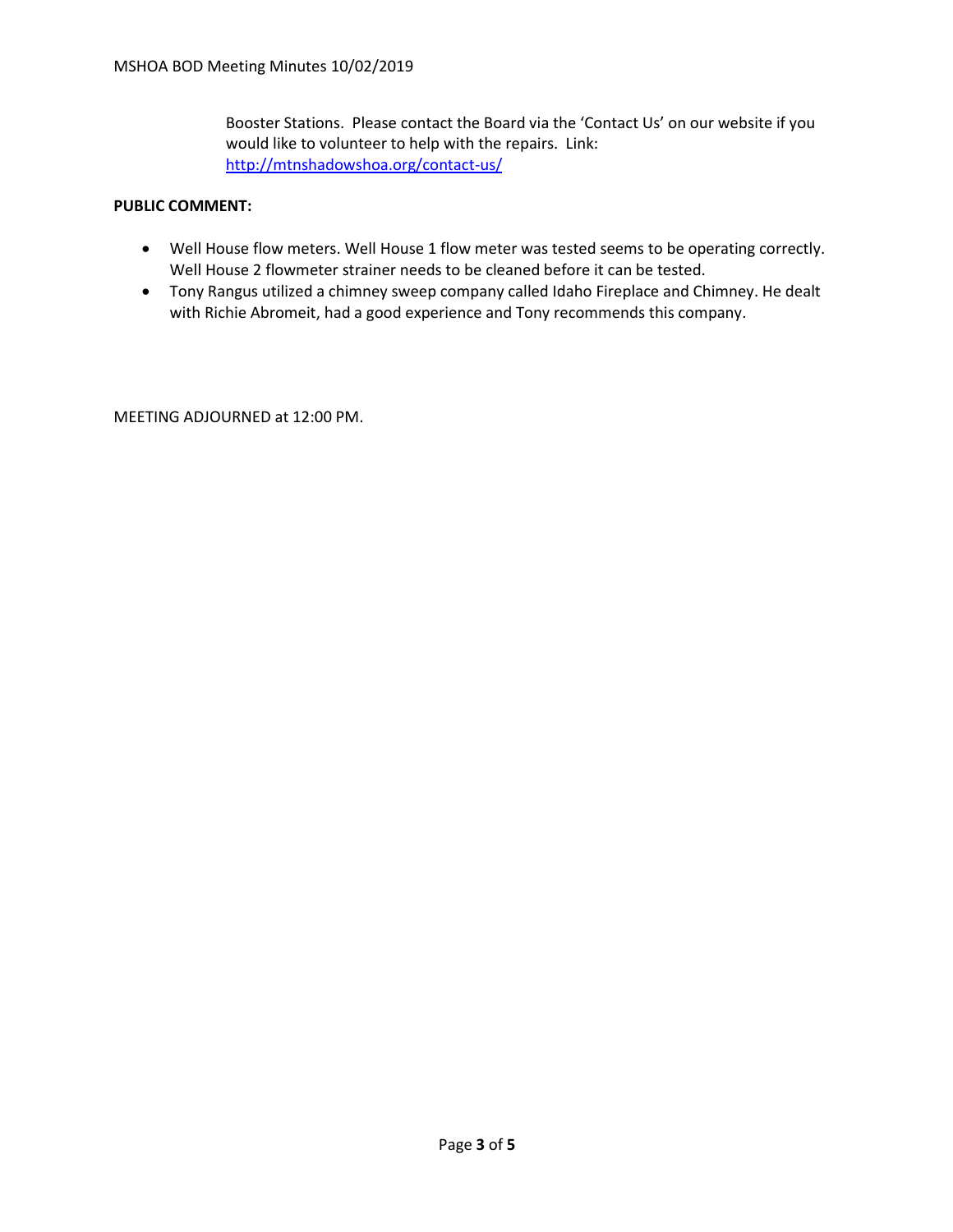Booster Stations. Please contact the Board via the 'Contact Us' on our website if you would like to volunteer to help with the repairs. Link: [http://mtnshadowshoa.org/contact-us/](http://mtnshadowshoa.org/contact-us/)

**PUBLIC COMMENT:**

- Well House flow meters. Well House 1 flow meter was tested seems to be operating correctly. Well House 2 flowmeter strainer needs to be cleaned before it can be tested.
- Tony Rangus utilized a chimney sweep company called Idaho Fireplace and Chimney. He dealt with Richie Abromeit, had a good experience and Tony recommends this company.

MEETING ADJOURNED at 12:00 PM.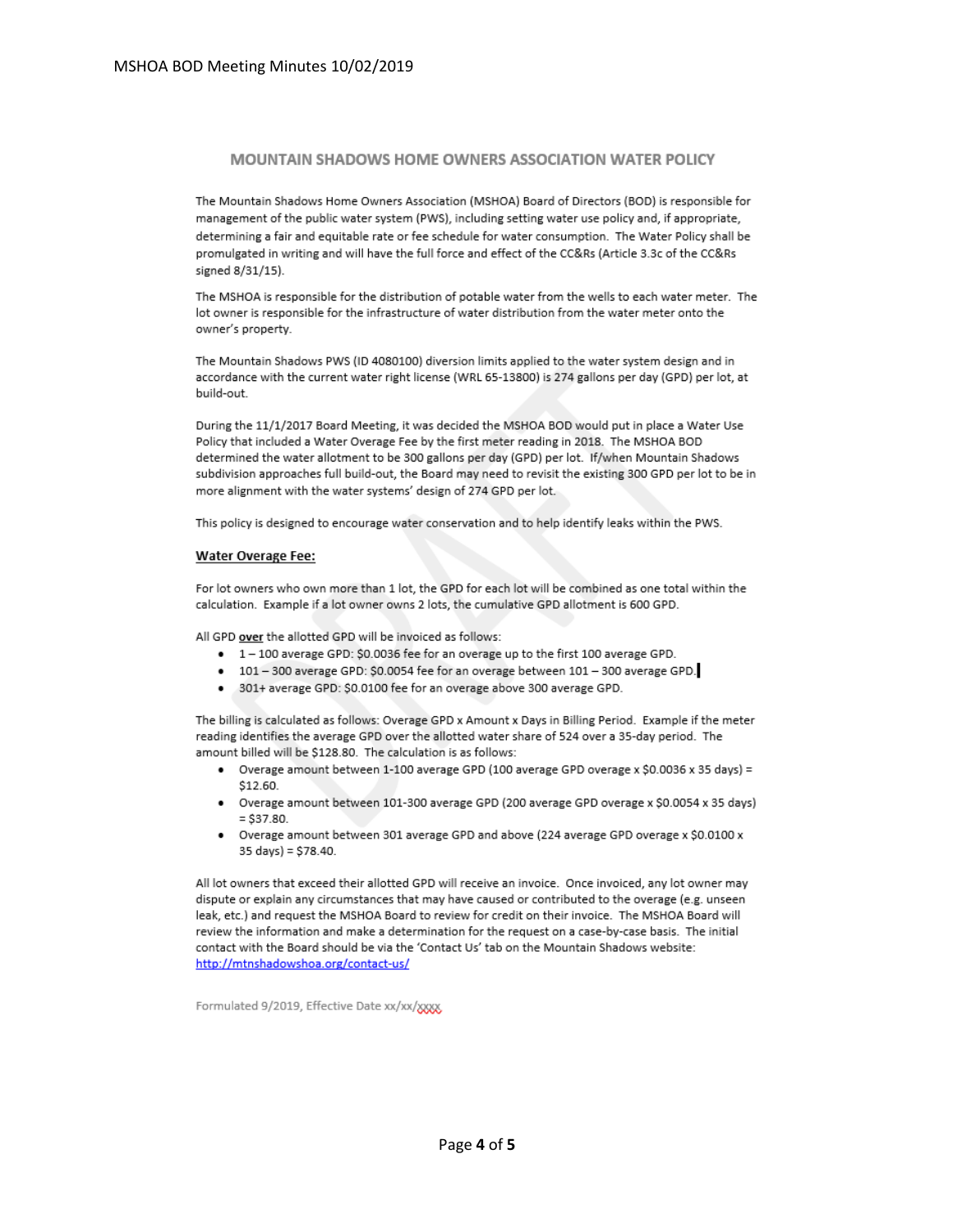## MOUNTAIN SHADOWS HOME OWNERS ASSOCIATION WATER POLICY

The Mountain Shadows Home Owners Association (MSHOA) Board of Directors (BOD) is responsible for management of the public water system (PWS), including setting water use policy and, if appropriate, determining a fair and equitable rate or fee schedule for water consumption. The Water Policy shall be promulgated in writing and will have the full force and effect of the CC&Rs (Article 3.3c of the CC&Rs signed 8/31/15).

The MSHOA is responsible for the distribution of potable water from the wells to each water meter. The lot owner is responsible for the infrastructure of water distribution from the water meter onto the owner's property.

The Mountain Shadows PWS (ID 4080100) diversion limits applied to the water system design and in accordance with the current water right license (WRL 65-13800) is 274 gallons per day (GPD) per lot, at build-out.

During the 11/1/2017 Board Meeting, it was decided the MSHOA BOD would put in place a Water Use Policy that included a Water Overage Fee by the first meter reading in 2018. The MSHOA BOD determined the water allotment to be 300 gallons per day (GPD) per lot. If/when Mountain Shadows subdivision approaches full build-out, the Board may need to revisit the existing 300 GPD per lot to be in more alignment with the water systems' design of 274 GPD per lot.

This policy is designed to encourage water conservation and to help identify leaks within the PWS.

### Water Overage Fee:

For lot owners who own more than 1 lot, the GPD for each lot will be combined as one total within the calculation. Example if a lot owner owns 2 lots, the cumulative GPD allotment is 600 GPD.

All GPD **over** the allotted GPD will be invoiced as follows:

- 1 – 100 average GPD: $0.0036 fee for an overage up to the first 100 average GPD.
- 101 – 300 average GPD: $0.0054 fee for an overage between 101 – 300 average GPD.
- 301+ average GPD: $0.0100 fee for an overage above 300 average GPD.

The billing is calculated as follows: Overage GPD x Amount x Days in Billing Period. Example if the meter reading identifies the average GPD over the allotted water share of 524 over a 35-day period. The amount billed will be $128.80. The calculation is as follows:

- Overage amount between 1-100 average GPD (100 average GPD overage x $0.0036 x 35 days) = $12.60.
- Overage amount between 101-300 average GPD (200 average GPD overage x $0.0054 x 35 days) = $37.80.
- Overage amount between 301 average GPD and above (224 average GPD overage x $0.0100 x 35 days) = $78.40.

All lot owners that exceed their allotted GPD will receive an invoice. Once invoiced, any lot owner may dispute or explain any circumstances that may have caused or contributed to the overage (e.g. unseen leak, etc.) and request the MSHOA Board to review for credit on their invoice. The MSHOA Board will review the information and make a determination for the request on a case-by-case basis. The initial contact with the Board should be via the 'Contact Us' tab on the Mountain Shadows website: http://mtnshadowshoa.org/contact-us/

Formulated 9/2019, Effective Date xx/xx/xxxx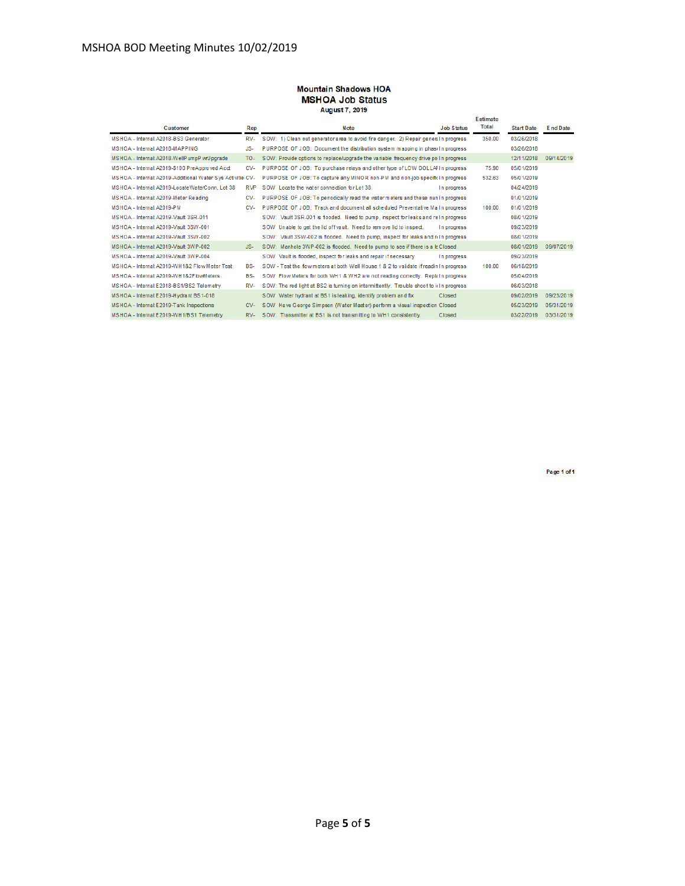# Mountain Shadows HOA

## MSHOA Job Status

**August 7, 2019**

| Customer | Rep | Note | Job Status | Estimate Total | Start Date | End Date |
|---|---|---|---|---|---|---|
| MSHOA - Internal:A2018-BS3 Generator | RV- | SOW: 1) Clean out generator area to avoid fire danger. 2) Repair genera | In progress | 350.00 | 03/26/2018 | |
| MSHOA - Internal:A2018-MAPPING | JS- | PURPOSE OF JOB: Document the distribution system mapping in phase | In progress | | 03/26/2018 | |
| MSHOA - Internal:A2018-WellPumpPwrUpgrade | TO- | SOW: Provide options to replace/upgrade the variable frequency drive po | In progress | | 12/11/2018 | 09/14/2019 |
| MSHOA - Internal:A2019-$100 PreApproved Acct | CV- | PURPOSE OF JOB: To purchase relays and other type of LOW DOLLAR | In progress | 75.90 | 05/01/2019 | |
| MSHOA - Internal:A2019-Additional Water Sys Activitie | CV- | PURPOSE OF JOB: To capture any MINOR non-PM and non-job specific | In progress | 532.63 | 05/01/2019 | |
| MSHOA - Internal:A2019-LocateWaterConn, Lot 38 | RVP | SOW Locate the water connection for Lot 38. | In progress | | 04/24/2019 | |
| MSHOA - Internal:A2019-Meter Reading | CV- | PURPOSE OF JOB: To periodically read the water meters and these num | In progress | | 01/01/2019 | |
| MSHOA - Internal:A2019-PM | CV- | PURPOSE OF JOB: Track and document all scheduled Preventative Ma | In progress | 100.00 | 01/01/2019 | |
| MSHOA - Internal:A2019-Vault 3SR-011 | | SOW: Vault 3SR-001 is flooded. Need to pump, inspect for leaks and re | In progress | | 08/01/2019 | |
| MSHOA - Internal:A2019-Vault 3SW-001 | | SOW Unable to get the lid off vault. Need to remove lid to inspect. | In progress | | 09/23/2019 | |
| MSHOA - Internal:A2019-Vault 3SW-002 | | SOW: Vault 3SW-002 is flooded. Need to pump, inspect for leaks and r | In progress | | 08/01/2019 | |
| MSHOA - Internal:A2019-Vault 3WP-002 | JS- | SOW: Manhole 3WP-002 is flooded. Need to pump to see if there is a le | Closed | | 08/01/2019 | 09/07/2019 |
| MSHOA - Internal:A2019-Vault 3WP-004 | | SOW Vault is flooded, inspect for leaks and repair if necessary | In progress | | 09/23/2019 | |
| MSHOA - Internal:A2019-WH1&2 FlowMeter Test | BS- | SOW - Test the flowmeters at both Well House 1 & 2 to validate if readin | In progress | 100.00 | 06/18/2019 | |
| MSHOA - Internal:A2019-WH1&2FlowMeters | BS- | SOW Flow Meters for both WH1 & WH2 are not reading correctly. Repl | In progress | | 05/04/2019 | |
| MSHOA - Internal:E2018-BS1/BS2 Telemetry | RV- | SOW: The red light at BS2 is turning on intermittently. Trouble shoot to i | In progress | | 06/03/2018 | |
| MSHOA - Internal:E2019-Hydrant BS1-018 | | SOW Water hydrant at BS1 is leaking, identify problem and fix | Closed | | 09/02/2019 | 09/23/2019 |
| MSHOA - Internal:E2019-Tank Inspections | CV- | SOW Have George Simpson (Water Master) perform a visual inspection | Closed | | 05/23/2019 | 05/31/2019 |
| MSHOA - Internal:E2019-WH1/BS1 Telemetry | RV- | SOW: Transmitter at BS1 is not transmitting to WH1 consistently. | Closed | | 03/22/2019 | 03/31/2019 |